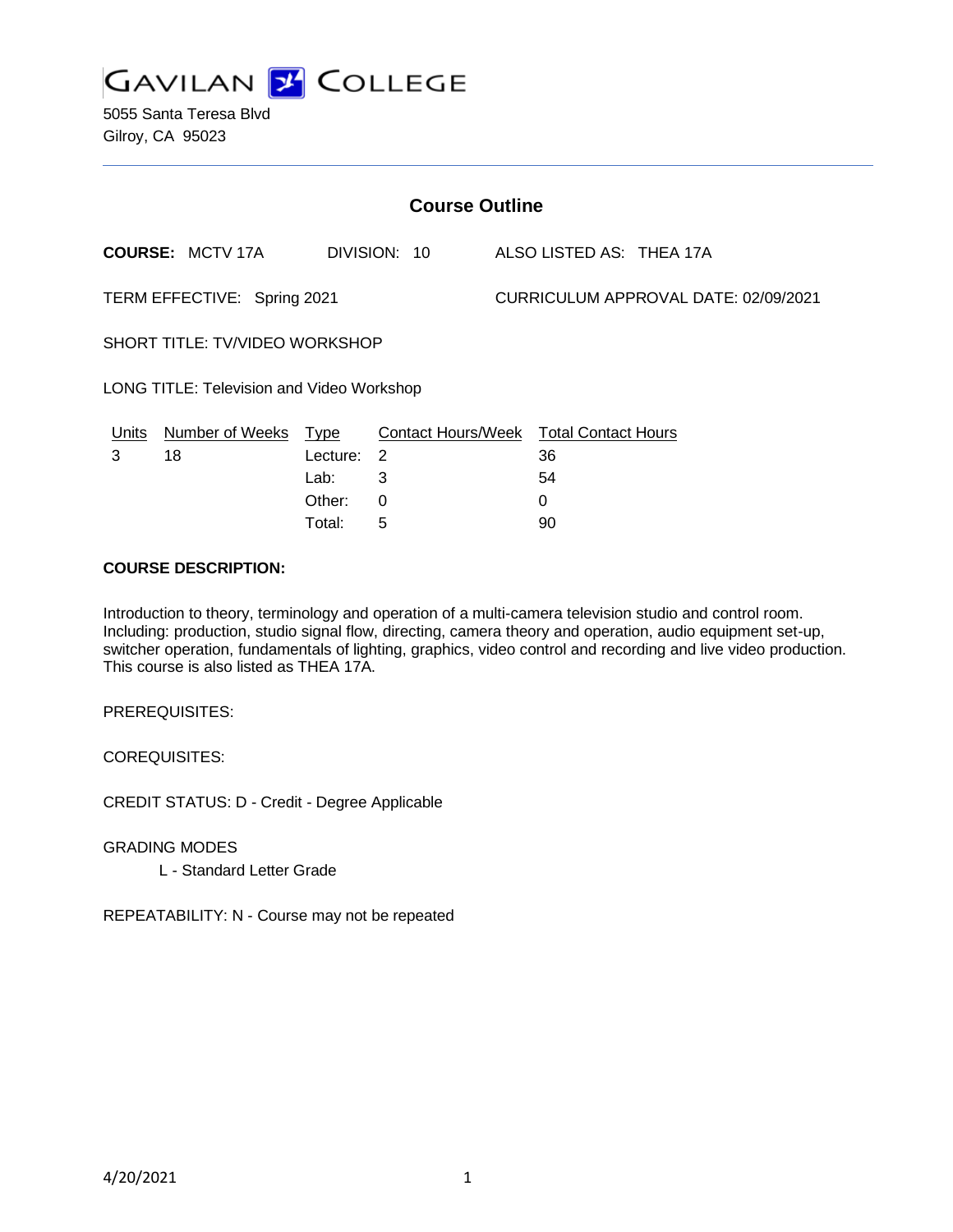# GAVILAN COLLEGE

5055 Santa Teresa Blvd
Gilroy, CA 95023

## Course Outline

**COURSE:** MCTV 17A    DIVISION: 10    ALSO LISTED AS: THEA 17A

TERM EFFECTIVE: Spring 2021    CURRICULUM APPROVAL DATE: 02/09/2021

SHORT TITLE: TV/VIDEO WORKSHOP

LONG TITLE: Television and Video Workshop

| Units | Number of Weeks | Type | Contact Hours/Week | Total Contact Hours |
|---|---|---|---|---|
| 3 | 18 | Lecture: | 2 | 36 |
| | | Lab: | 3 | 54 |
| | | Other: | 0 | 0 |
| | | Total: | 5 | 90 |

**COURSE DESCRIPTION:**

Introduction to theory, terminology and operation of a multi-camera television studio and control room. Including: production, studio signal flow, directing, camera theory and operation, audio equipment set-up, switcher operation, fundamentals of lighting, graphics, video control and recording and live video production. This course is also listed as THEA 17A.

PREREQUISITES:

COREQUISITES:

CREDIT STATUS: D - Credit - Degree Applicable

GRADING MODES

L - Standard Letter Grade

REPEATABILITY: N - Course may not be repeated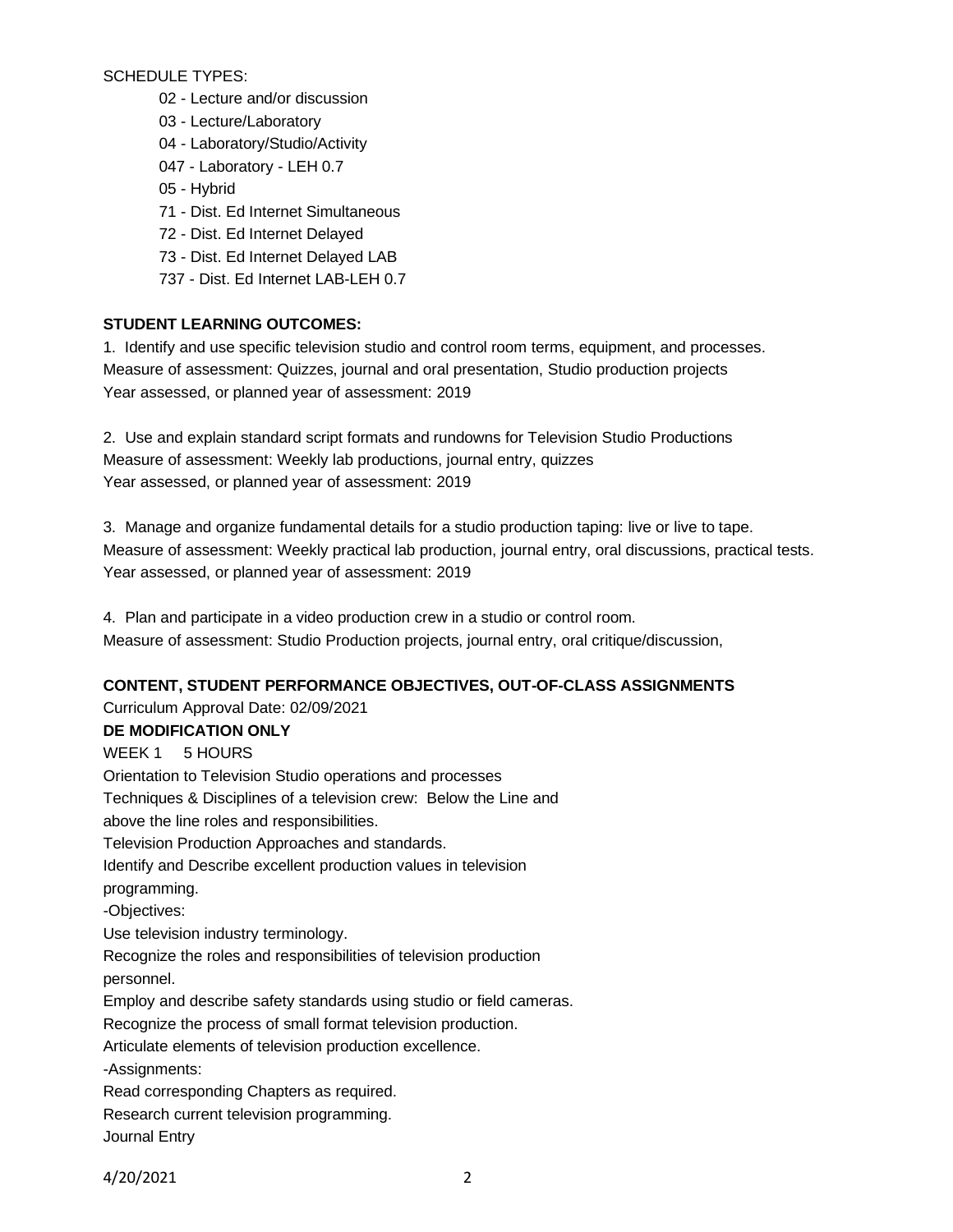SCHEDULE TYPES:

- 02 - Lecture and/or discussion
- 03 - Lecture/Laboratory
- 04 - Laboratory/Studio/Activity
- 047 - Laboratory - LEH 0.7
- 05 - Hybrid
- 71 - Dist. Ed Internet Simultaneous
- 72 - Dist. Ed Internet Delayed
- 73 - Dist. Ed Internet Delayed LAB
- 737 - Dist. Ed Internet LAB-LEH 0.7

**STUDENT LEARNING OUTCOMES:**

1. Identify and use specific television studio and control room terms, equipment, and processes.
Measure of assessment: Quizzes, journal and oral presentation, Studio production projects
Year assessed, or planned year of assessment: 2019

2. Use and explain standard script formats and rundowns for Television Studio Productions
Measure of assessment: Weekly lab productions, journal entry, quizzes
Year assessed, or planned year of assessment: 2019

3. Manage and organize fundamental details for a studio production taping: live or live to tape.
Measure of assessment: Weekly practical lab production, journal entry, oral discussions, practical tests.
Year assessed, or planned year of assessment: 2019

4. Plan and participate in a video production crew in a studio or control room.
Measure of assessment: Studio Production projects, journal entry, oral critique/discussion,

**CONTENT, STUDENT PERFORMANCE OBJECTIVES, OUT-OF-CLASS ASSIGNMENTS**

Curriculum Approval Date: 02/09/2021

**DE MODIFICATION ONLY**

WEEK 1 5 HOURS

Orientation to Television Studio operations and processes
Techniques & Disciplines of a television crew: Below the Line and
above the line roles and responsibilities.
Television Production Approaches and standards.
Identify and Describe excellent production values in television
programming.

-Objectives:

Use television industry terminology.
Recognize the roles and responsibilities of television production
personnel.
Employ and describe safety standards using studio or field cameras.
Recognize the process of small format television production.
Articulate elements of television production excellence.

-Assignments:

Read corresponding Chapters as required.
Research current television programming.
Journal Entry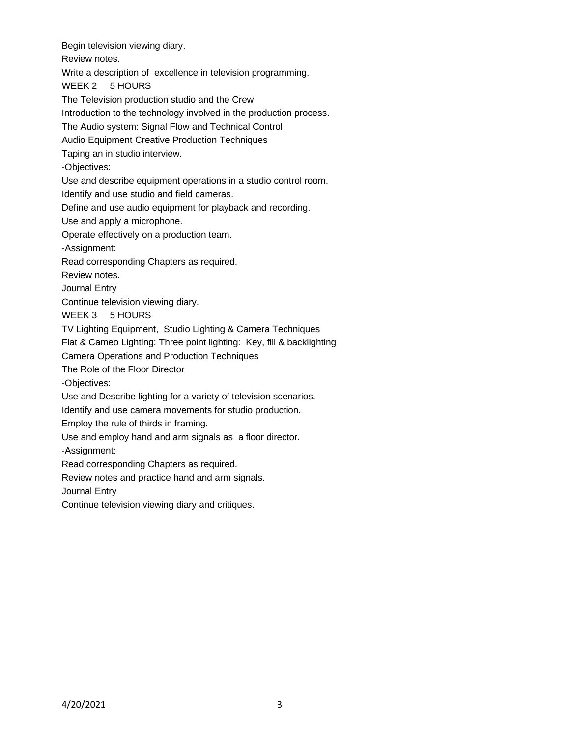Begin television viewing diary.

Review notes.

Write a description of excellence in television programming.

WEEK 2 5 HOURS

The Television production studio and the Crew

Introduction to the technology involved in the production process.

The Audio system: Signal Flow and Technical Control

Audio Equipment Creative Production Techniques

Taping an in studio interview.

-Objectives:

Use and describe equipment operations in a studio control room.

Identify and use studio and field cameras.

Define and use audio equipment for playback and recording.

Use and apply a microphone.

Operate effectively on a production team.

-Assignment:

Read corresponding Chapters as required.

Review notes.

Journal Entry

Continue television viewing diary.

WEEK 3 5 HOURS

TV Lighting Equipment, Studio Lighting & Camera Techniques

Flat & Cameo Lighting: Three point lighting: Key, fill & backlighting

Camera Operations and Production Techniques

The Role of the Floor Director

-Objectives:

Use and Describe lighting for a variety of television scenarios.

Identify and use camera movements for studio production.

Employ the rule of thirds in framing.

Use and employ hand and arm signals as a floor director.

-Assignment:

Read corresponding Chapters as required.

Review notes and practice hand and arm signals.

Journal Entry

Continue television viewing diary and critiques.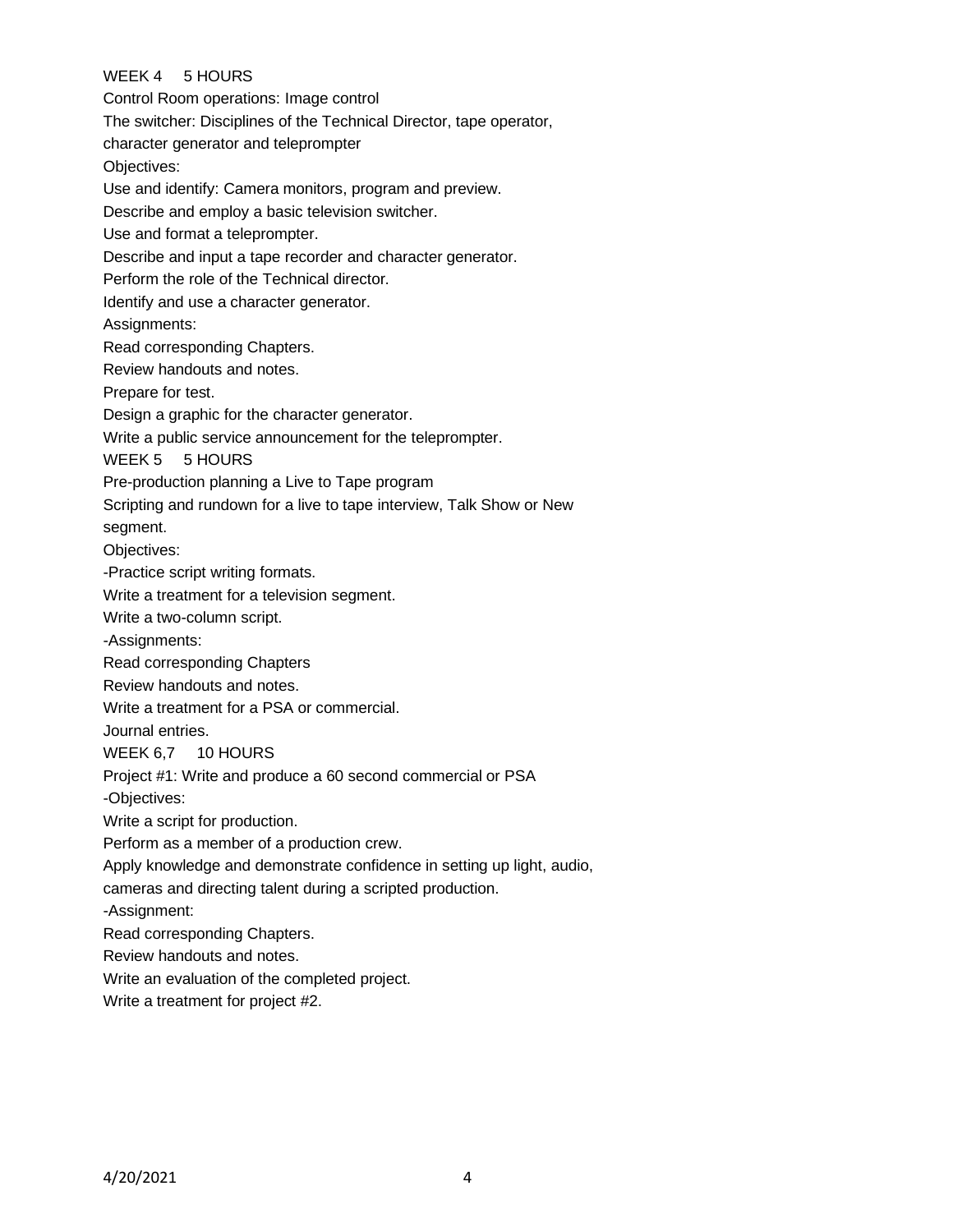WEEK 4 5 HOURS

Control Room operations: Image control

The switcher: Disciplines of the Technical Director, tape operator, character generator and teleprompter

Objectives:

Use and identify: Camera monitors, program and preview.

Describe and employ a basic television switcher.

Use and format a teleprompter.

Describe and input a tape recorder and character generator.

Perform the role of the Technical director.

Identify and use a character generator.

Assignments:

Read corresponding Chapters.

Review handouts and notes.

Prepare for test.

Design a graphic for the character generator.

Write a public service announcement for the teleprompter.

WEEK 5 5 HOURS

Pre-production planning a Live to Tape program

Scripting and rundown for a live to tape interview, Talk Show or New segment.

Objectives:

-Practice script writing formats.

Write a treatment for a television segment.

Write a two-column script.

-Assignments:

Read corresponding Chapters

Review handouts and notes.

Write a treatment for a PSA or commercial.

Journal entries.

WEEK 6,7 10 HOURS

Project #1: Write and produce a 60 second commercial or PSA

-Objectives:

Write a script for production.

Perform as a member of a production crew.

Apply knowledge and demonstrate confidence in setting up light, audio, cameras and directing talent during a scripted production.

-Assignment:

Read corresponding Chapters.

Review handouts and notes.

Write an evaluation of the completed project.

Write a treatment for project #2.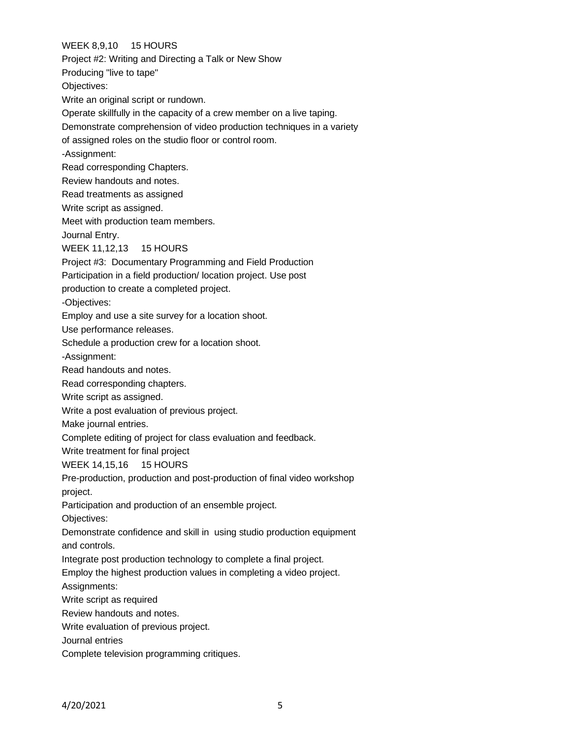WEEK 8,9,10     15 HOURS

Project #2: Writing and Directing a Talk or New Show

Producing "live to tape"

Objectives:

Write an original script or rundown.

Operate skillfully in the capacity of a crew member on a live taping.

Demonstrate comprehension of video production techniques in a variety of assigned roles on the studio floor or control room.

-Assignment:

Read corresponding Chapters.

Review handouts and notes.

Read treatments as assigned

Write script as assigned.

Meet with production team members.

Journal Entry.

WEEK 11,12,13     15 HOURS

Project #3:  Documentary Programming and Field Production

Participation in a field production/ location project. Use post production to create a completed project.

-Objectives:

Employ and use a site survey for a location shoot.

Use performance releases.

Schedule a production crew for a location shoot.

-Assignment:

Read handouts and notes.

Read corresponding chapters.

Write script as assigned.

Write a post evaluation of previous project.

Make journal entries.

Complete editing of project for class evaluation and feedback.

Write treatment for final project

WEEK 14,15,16     15 HOURS

Pre-production, production and post-production of final video workshop project.

Participation and production of an ensemble project.

Objectives:

Demonstrate confidence and skill in  using studio production equipment and controls.

Integrate post production technology to complete a final project.

Employ the highest production values in completing a video project.

Assignments:

Write script as required

Review handouts and notes.

Write evaluation of previous project.

Journal entries

Complete television programming critiques.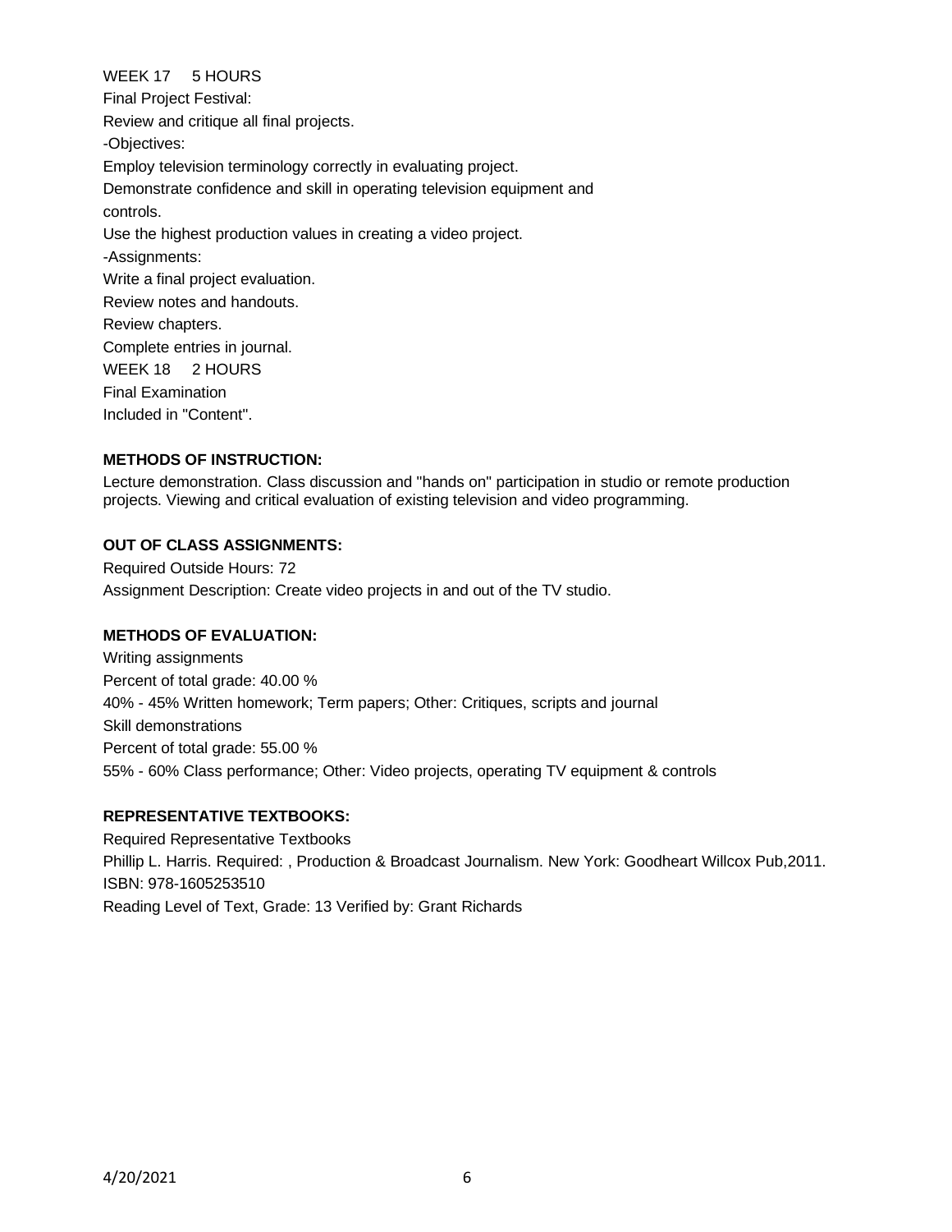WEEK 17 5 HOURS
Final Project Festival:
Review and critique all final projects.
-Objectives:
Employ television terminology correctly in evaluating project.
Demonstrate confidence and skill in operating television equipment and controls.
Use the highest production values in creating a video project.
-Assignments:
Write a final project evaluation.
Review notes and handouts.
Review chapters.
Complete entries in journal.
WEEK 18 2 HOURS
Final Examination
Included in "Content".

**METHODS OF INSTRUCTION:**

Lecture demonstration. Class discussion and "hands on" participation in studio or remote production projects. Viewing and critical evaluation of existing television and video programming.

**OUT OF CLASS ASSIGNMENTS:**

Required Outside Hours: 72
Assignment Description: Create video projects in and out of the TV studio.

**METHODS OF EVALUATION:**

Writing assignments
Percent of total grade: 40.00 %
40% - 45% Written homework; Term papers; Other: Critiques, scripts and journal
Skill demonstrations
Percent of total grade: 55.00 %
55% - 60% Class performance; Other: Video projects, operating TV equipment & controls

**REPRESENTATIVE TEXTBOOKS:**

Required Representative Textbooks
Phillip L. Harris. Required: , Production & Broadcast Journalism. New York: Goodheart Willcox Pub,2011.
ISBN: 978-1605253510
Reading Level of Text, Grade: 13 Verified by: Grant Richards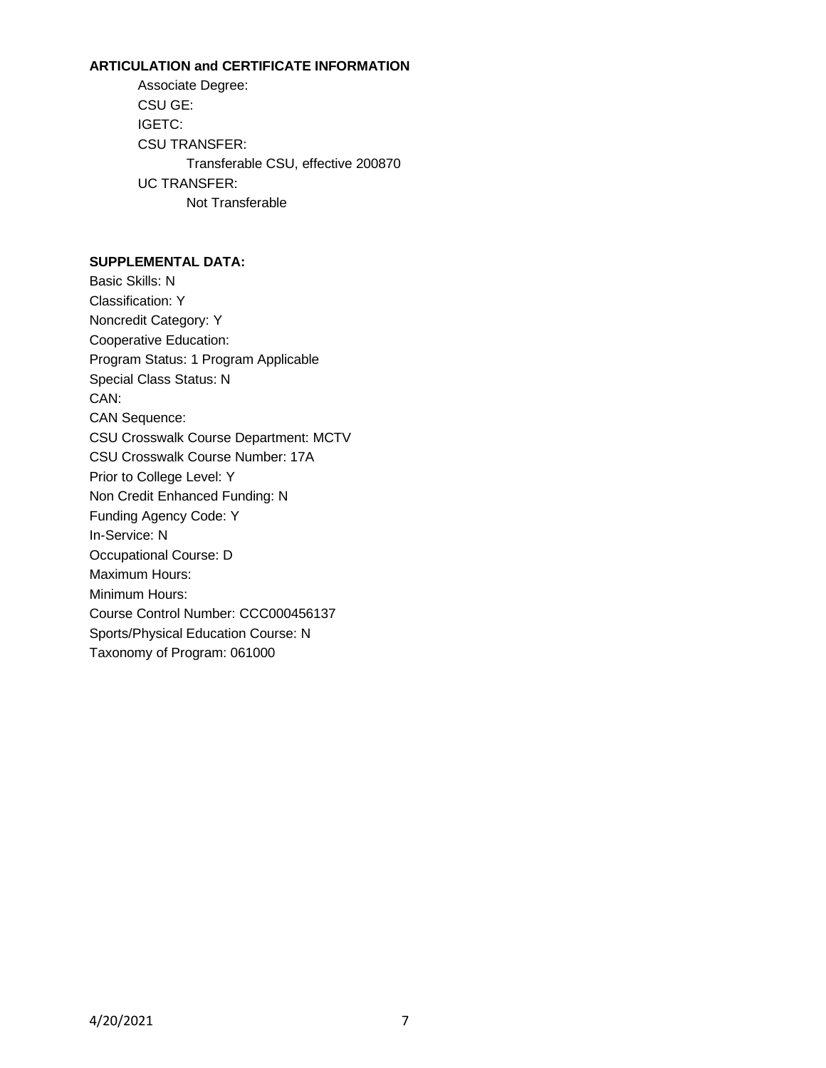**ARTICULATION and CERTIFICATE INFORMATION**

Associate Degree:
CSU GE:
IGETC:
CSU TRANSFER:
  Transferable CSU, effective 200870
UC TRANSFER:
  Not Transferable

**SUPPLEMENTAL DATA:**

Basic Skills: N
Classification: Y
Noncredit Category: Y
Cooperative Education:
Program Status: 1 Program Applicable
Special Class Status: N
CAN:
CAN Sequence:
CSU Crosswalk Course Department: MCTV
CSU Crosswalk Course Number: 17A
Prior to College Level: Y
Non Credit Enhanced Funding: N
Funding Agency Code: Y
In-Service: N
Occupational Course: D
Maximum Hours:
Minimum Hours:
Course Control Number: CCC000456137
Sports/Physical Education Course: N
Taxonomy of Program: 061000